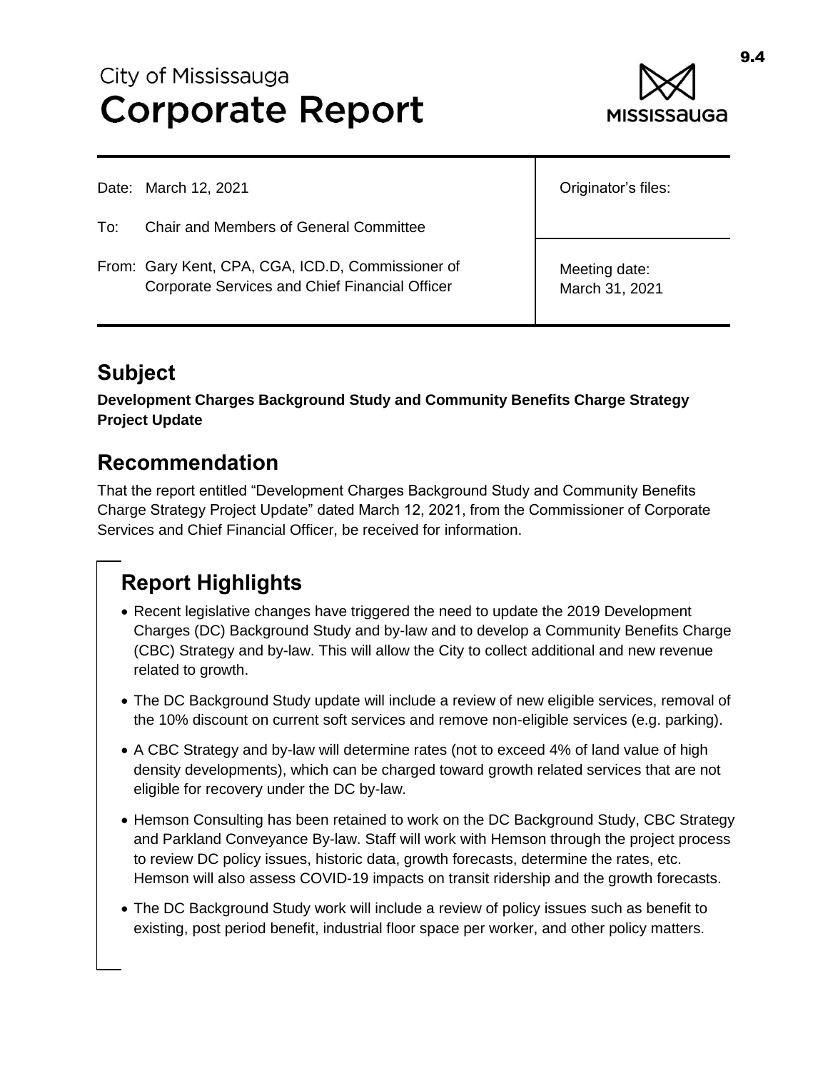City of Mississauga

# Corporate Report

| Date: March 12, 2021 | Originator's files: |
|---|---|
| To: Chair and Members of General Committee | |
| From: Gary Kent, CPA, CGA, ICD.D, Commissioner of Corporate Services and Chief Financial Officer | Meeting date: March 31, 2021 |

## Subject

**Development Charges Background Study and Community Benefits Charge Strategy Project Update**

## Recommendation

That the report entitled "Development Charges Background Study and Community Benefits Charge Strategy Project Update" dated March 12, 2021, from the Commissioner of Corporate Services and Chief Financial Officer, be received for information.

## Report Highlights

- Recent legislative changes have triggered the need to update the 2019 Development Charges (DC) Background Study and by-law and to develop a Community Benefits Charge (CBC) Strategy and by-law. This will allow the City to collect additional and new revenue related to growth.
- The DC Background Study update will include a review of new eligible services, removal of the 10% discount on current soft services and remove non-eligible services (e.g. parking).
- A CBC Strategy and by-law will determine rates (not to exceed 4% of land value of high density developments), which can be charged toward growth related services that are not eligible for recovery under the DC by-law.
- Hemson Consulting has been retained to work on the DC Background Study, CBC Strategy and Parkland Conveyance By-law. Staff will work with Hemson through the project process to review DC policy issues, historic data, growth forecasts, determine the rates, etc. Hemson will also assess COVID-19 impacts on transit ridership and the growth forecasts.
- The DC Background Study work will include a review of policy issues such as benefit to existing, post period benefit, industrial floor space per worker, and other policy matters.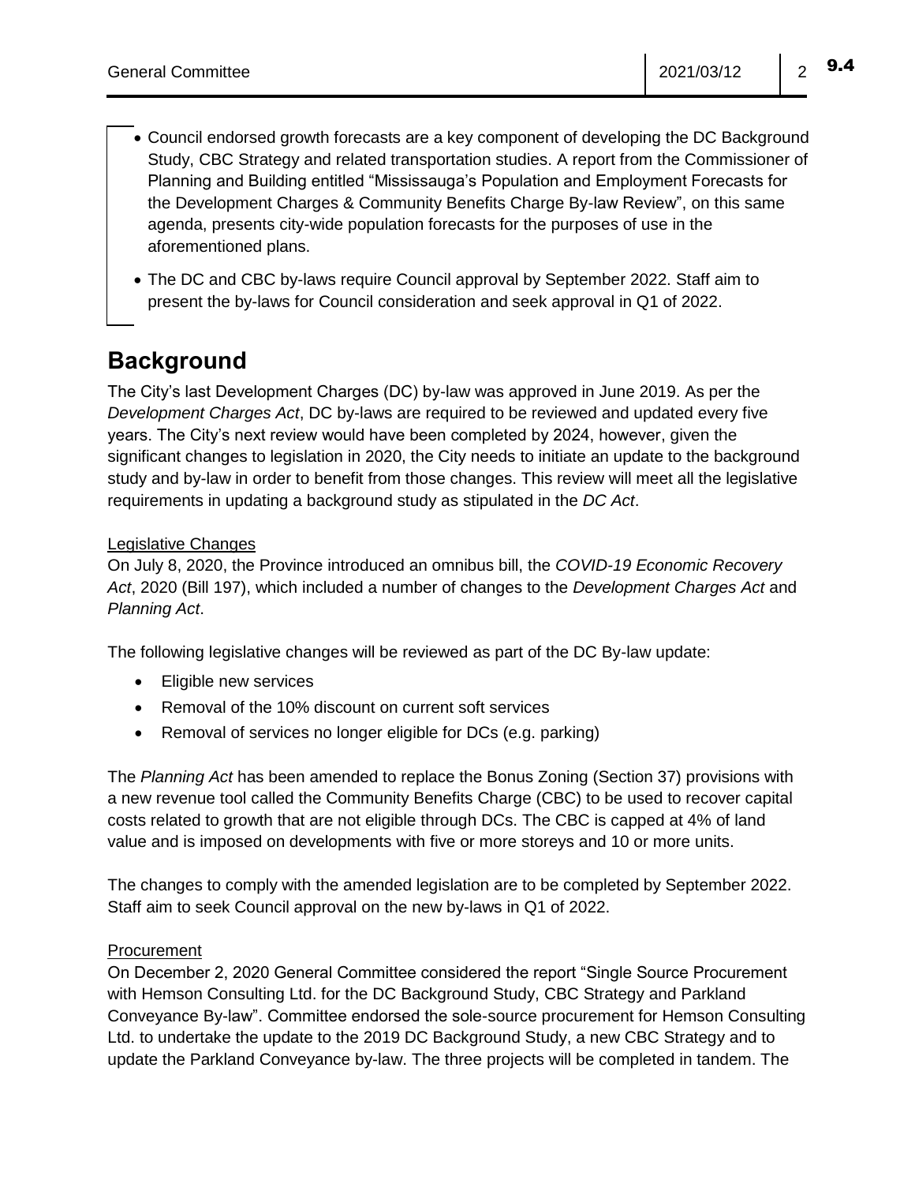- Council endorsed growth forecasts are a key component of developing the DC Background Study, CBC Strategy and related transportation studies. A report from the Commissioner of Planning and Building entitled "Mississauga's Population and Employment Forecasts for the Development Charges & Community Benefits Charge By-law Review", on this same agenda, presents city-wide population forecasts for the purposes of use in the aforementioned plans.
- The DC and CBC by-laws require Council approval by September 2022. Staff aim to present the by-laws for Council consideration and seek approval in Q1 of 2022.

## Background

The City's last Development Charges (DC) by-law was approved in June 2019. As per the *Development Charges Act*, DC by-laws are required to be reviewed and updated every five years. The City's next review would have been completed by 2024, however, given the significant changes to legislation in 2020, the City needs to initiate an update to the background study and by-law in order to benefit from those changes. This review will meet all the legislative requirements in updating a background study as stipulated in the *DC Act*.

<u>Legislative Changes</u>

On July 8, 2020, the Province introduced an omnibus bill, the *COVID-19 Economic Recovery Act*, 2020 (Bill 197), which included a number of changes to the *Development Charges Act* and *Planning Act*.

The following legislative changes will be reviewed as part of the DC By-law update:

- Eligible new services
- Removal of the 10% discount on current soft services
- Removal of services no longer eligible for DCs (e.g. parking)

The *Planning Act* has been amended to replace the Bonus Zoning (Section 37) provisions with a new revenue tool called the Community Benefits Charge (CBC) to be used to recover capital costs related to growth that are not eligible through DCs. The CBC is capped at 4% of land value and is imposed on developments with five or more storeys and 10 or more units.

The changes to comply with the amended legislation are to be completed by September 2022. Staff aim to seek Council approval on the new by-laws in Q1 of 2022.

<u>Procurement</u>

On December 2, 2020 General Committee considered the report "Single Source Procurement with Hemson Consulting Ltd. for the DC Background Study, CBC Strategy and Parkland Conveyance By-law". Committee endorsed the sole-source procurement for Hemson Consulting Ltd. to undertake the update to the 2019 DC Background Study, a new CBC Strategy and to update the Parkland Conveyance by-law. The three projects will be completed in tandem. The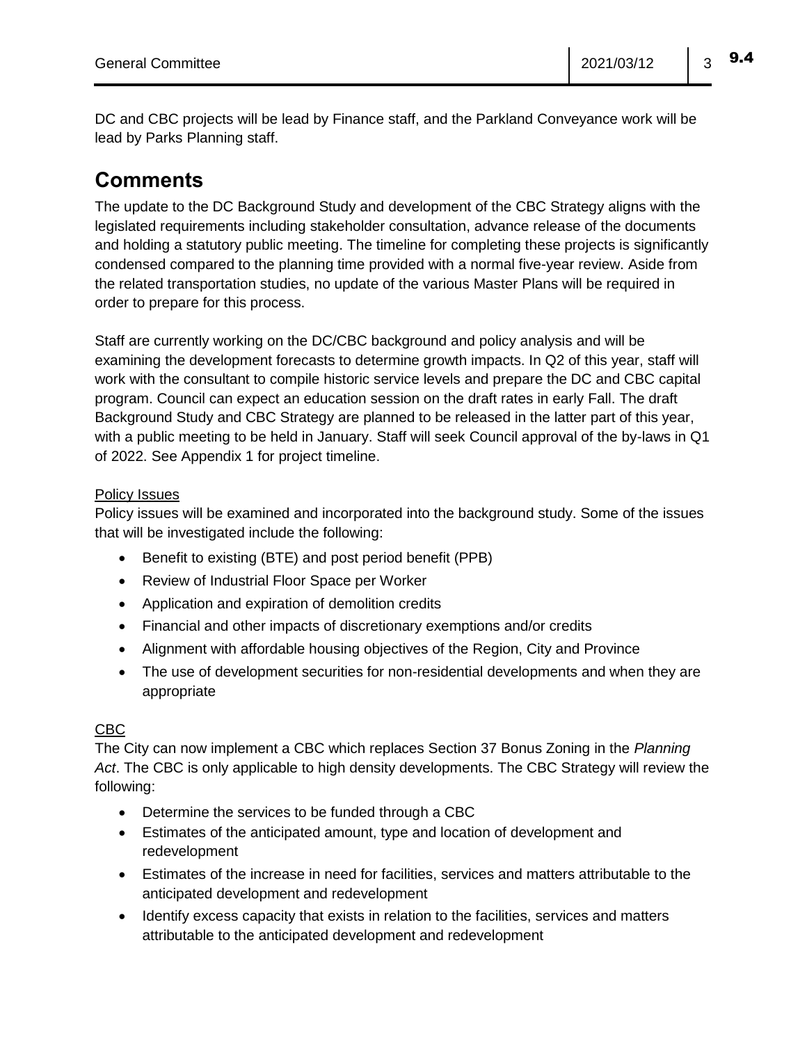DC and CBC projects will be lead by Finance staff, and the Parkland Conveyance work will be lead by Parks Planning staff.

## Comments

The update to the DC Background Study and development of the CBC Strategy aligns with the legislated requirements including stakeholder consultation, advance release of the documents and holding a statutory public meeting. The timeline for completing these projects is significantly condensed compared to the planning time provided with a normal five-year review. Aside from the related transportation studies, no update of the various Master Plans will be required in order to prepare for this process.

Staff are currently working on the DC/CBC background and policy analysis and will be examining the development forecasts to determine growth impacts. In Q2 of this year, staff will work with the consultant to compile historic service levels and prepare the DC and CBC capital program. Council can expect an education session on the draft rates in early Fall. The draft Background Study and CBC Strategy are planned to be released in the latter part of this year, with a public meeting to be held in January. Staff will seek Council approval of the by-laws in Q1 of 2022. See Appendix 1 for project timeline.

### Policy Issues

Policy issues will be examined and incorporated into the background study. Some of the issues that will be investigated include the following:

- Benefit to existing (BTE) and post period benefit (PPB)
- Review of Industrial Floor Space per Worker
- Application and expiration of demolition credits
- Financial and other impacts of discretionary exemptions and/or credits
- Alignment with affordable housing objectives of the Region, City and Province
- The use of development securities for non-residential developments and when they are appropriate

### CBC

The City can now implement a CBC which replaces Section 37 Bonus Zoning in the *Planning Act*. The CBC is only applicable to high density developments. The CBC Strategy will review the following:

- Determine the services to be funded through a CBC
- Estimates of the anticipated amount, type and location of development and redevelopment
- Estimates of the increase in need for facilities, services and matters attributable to the anticipated development and redevelopment
- Identify excess capacity that exists in relation to the facilities, services and matters attributable to the anticipated development and redevelopment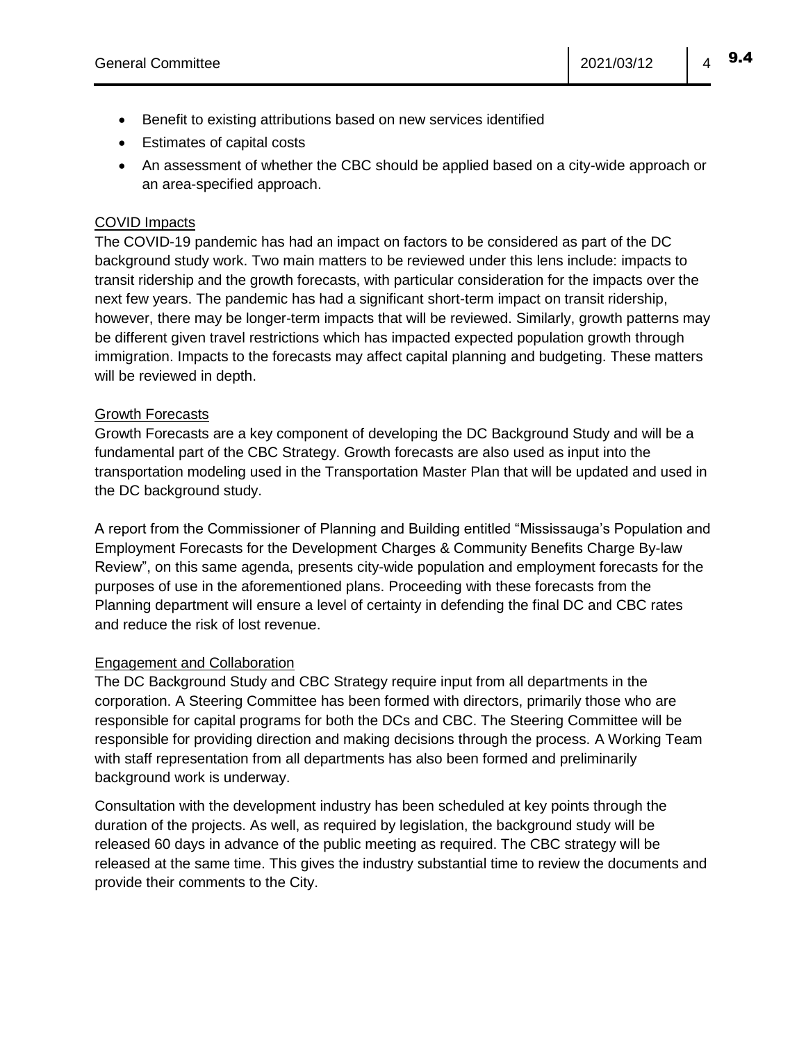- Benefit to existing attributions based on new services identified
- Estimates of capital costs
- An assessment of whether the CBC should be applied based on a city-wide approach or an area-specified approach.

<u>COVID Impacts</u>

The COVID-19 pandemic has had an impact on factors to be considered as part of the DC background study work. Two main matters to be reviewed under this lens include: impacts to transit ridership and the growth forecasts, with particular consideration for the impacts over the next few years. The pandemic has had a significant short-term impact on transit ridership, however, there may be longer-term impacts that will be reviewed. Similarly, growth patterns may be different given travel restrictions which has impacted expected population growth through immigration. Impacts to the forecasts may affect capital planning and budgeting. These matters will be reviewed in depth.

<u>Growth Forecasts</u>

Growth Forecasts are a key component of developing the DC Background Study and will be a fundamental part of the CBC Strategy. Growth forecasts are also used as input into the transportation modeling used in the Transportation Master Plan that will be updated and used in the DC background study.

A report from the Commissioner of Planning and Building entitled "Mississauga's Population and Employment Forecasts for the Development Charges & Community Benefits Charge By-law Review", on this same agenda, presents city-wide population and employment forecasts for the purposes of use in the aforementioned plans. Proceeding with these forecasts from the Planning department will ensure a level of certainty in defending the final DC and CBC rates and reduce the risk of lost revenue.

<u>Engagement and Collaboration</u>

The DC Background Study and CBC Strategy require input from all departments in the corporation. A Steering Committee has been formed with directors, primarily those who are responsible for capital programs for both the DCs and CBC. The Steering Committee will be responsible for providing direction and making decisions through the process. A Working Team with staff representation from all departments has also been formed and preliminarily background work is underway.

Consultation with the development industry has been scheduled at key points through the duration of the projects. As well, as required by legislation, the background study will be released 60 days in advance of the public meeting as required. The CBC strategy will be released at the same time. This gives the industry substantial time to review the documents and provide their comments to the City.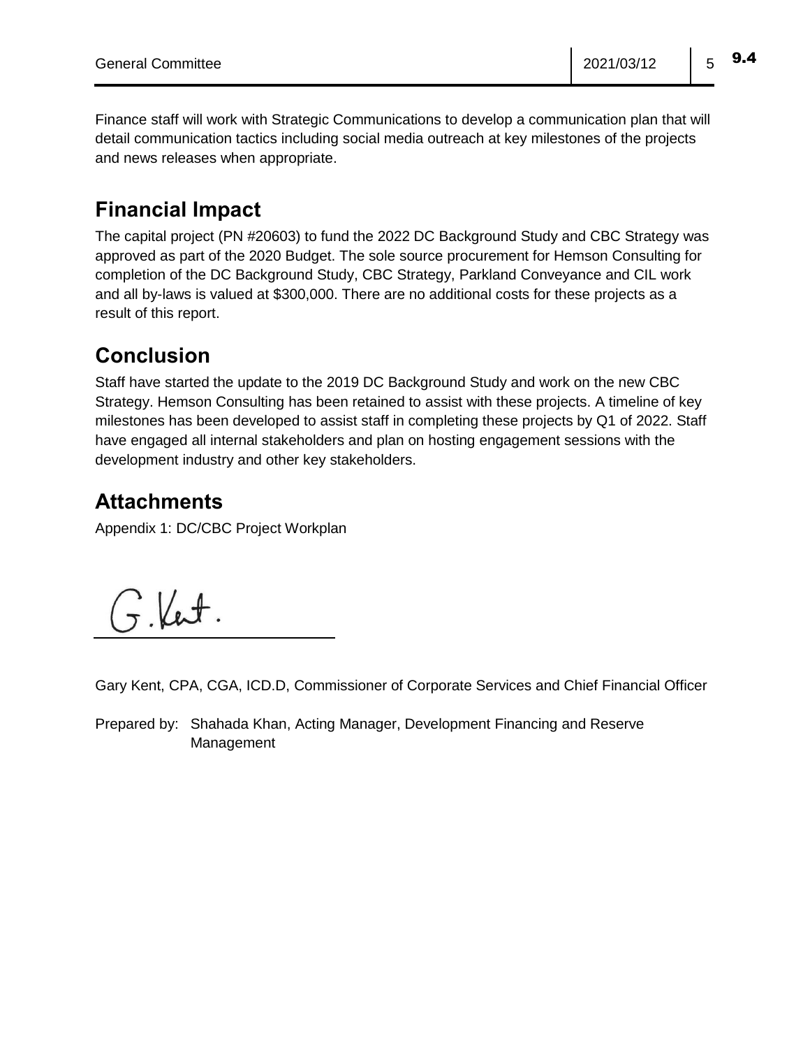Finance staff will work with Strategic Communications to develop a communication plan that will detail communication tactics including social media outreach at key milestones of the projects and news releases when appropriate.

## Financial Impact

The capital project (PN #20603) to fund the 2022 DC Background Study and CBC Strategy was approved as part of the 2020 Budget. The sole source procurement for Hemson Consulting for completion of the DC Background Study, CBC Strategy, Parkland Conveyance and CIL work and all by-laws is valued at $300,000. There are no additional costs for these projects as a result of this report.

## Conclusion

Staff have started the update to the 2019 DC Background Study and work on the new CBC Strategy. Hemson Consulting has been retained to assist with these projects. A timeline of key milestones has been developed to assist staff in completing these projects by Q1 of 2022. Staff have engaged all internal stakeholders and plan on hosting engagement sessions with the development industry and other key stakeholders.

## Attachments

Appendix 1: DC/CBC Project Workplan

G. Kent.

Gary Kent, CPA, CGA, ICD.D, Commissioner of Corporate Services and Chief Financial Officer

Prepared by: Shahada Khan, Acting Manager, Development Financing and Reserve Management